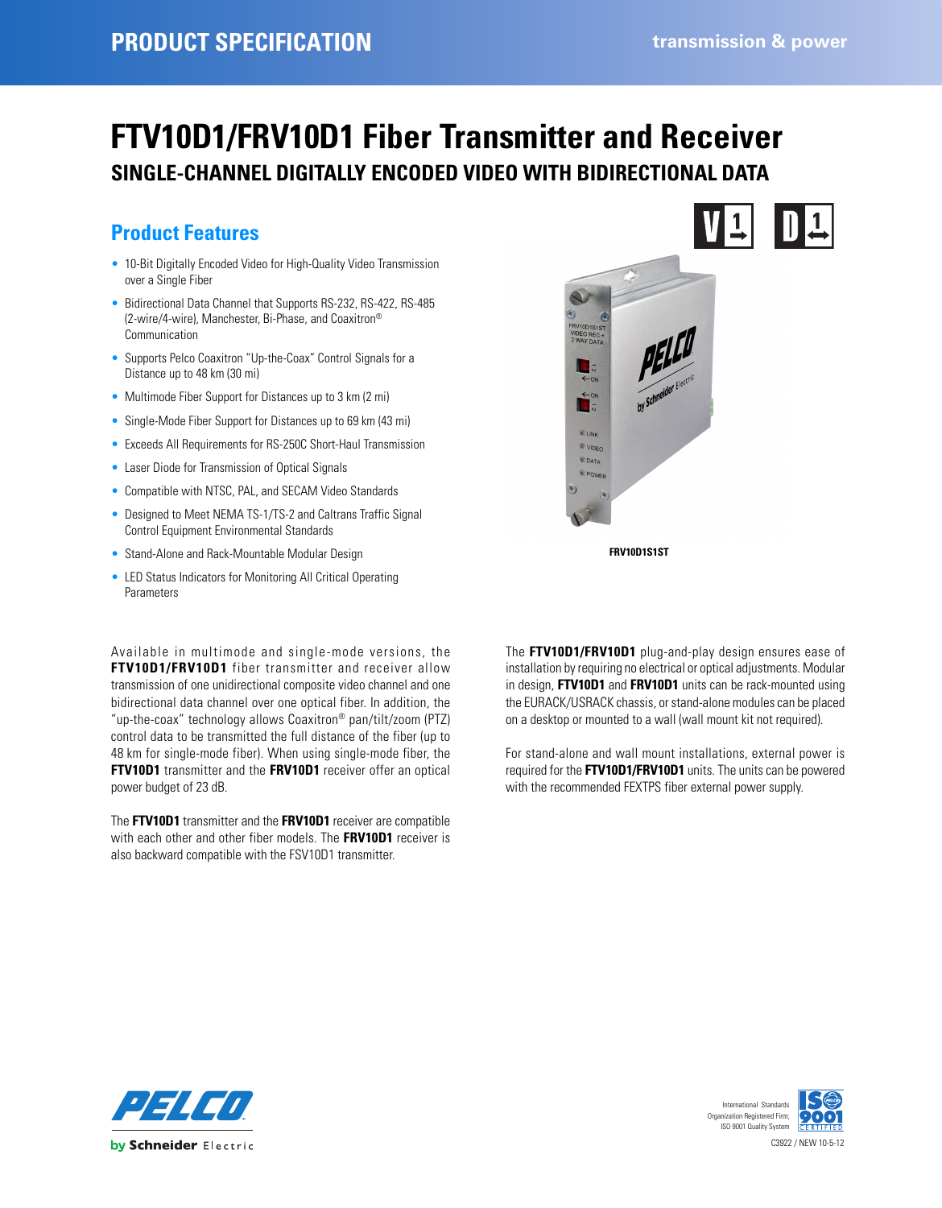PRODUCT SPECIFICATION

transmission & power

# FTV10D1/FRV10D1 Fiber Transmitter and Receiver

## SINGLE-CHANNEL DIGITALLY ENCODED VIDEO WITH BIDIRECTIONAL DATA

### Product Features

- 10-Bit Digitally Encoded Video for High-Quality Video Transmission over a Single Fiber
- Bidirectional Data Channel that Supports RS-232, RS-422, RS-485 (2-wire/4-wire), Manchester, Bi-Phase, and Coaxitron® Communication
- Supports Pelco Coaxitron "Up-the-Coax" Control Signals for a Distance up to 48 km (30 mi)
- Multimode Fiber Support for Distances up to 3 km (2 mi)
- Single-Mode Fiber Support for Distances up to 69 km (43 mi)
- Exceeds All Requirements for RS-250C Short-Haul Transmission
- Laser Diode for Transmission of Optical Signals
- Compatible with NTSC, PAL, and SECAM Video Standards
- Designed to Meet NEMA TS-1/TS-2 and Caltrans Traffic Signal Control Equipment Environmental Standards
- Stand-Alone and Rack-Mountable Modular Design
- LED Status Indicators for Monitoring All Critical Operating Parameters

FRV10D1S1ST

Available in multimode and single-mode versions, the **FTV10D1/FRV10D1** fiber transmitter and receiver allow transmission of one unidirectional composite video channel and one bidirectional data channel over one optical fiber. In addition, the "up-the-coax" technology allows Coaxitron® pan/tilt/zoom (PTZ) control data to be transmitted the full distance of the fiber (up to 48 km for single-mode fiber). When using single-mode fiber, the **FTV10D1** transmitter and the **FRV10D1** receiver offer an optical power budget of 23 dB.

The **FTV10D1** transmitter and the **FRV10D1** receiver are compatible with each other and other fiber models. The **FRV10D1** receiver is also backward compatible with the FSV10D1 transmitter.

The **FTV10D1/FRV10D1** plug-and-play design ensures ease of installation by requiring no electrical or optical adjustments. Modular in design, **FTV10D1** and **FRV10D1** units can be rack-mounted using the EURACK/USRACK chassis, or stand-alone modules can be placed on a desktop or mounted to a wall (wall mount kit not required).

For stand-alone and wall mount installations, external power is required for the **FTV10D1/FRV10D1** units. The units can be powered with the recommended FEXTPS fiber external power supply.

International Standards Organization Registered Firm; ISO 9001 Quality System

C3922 / NEW 10-5-12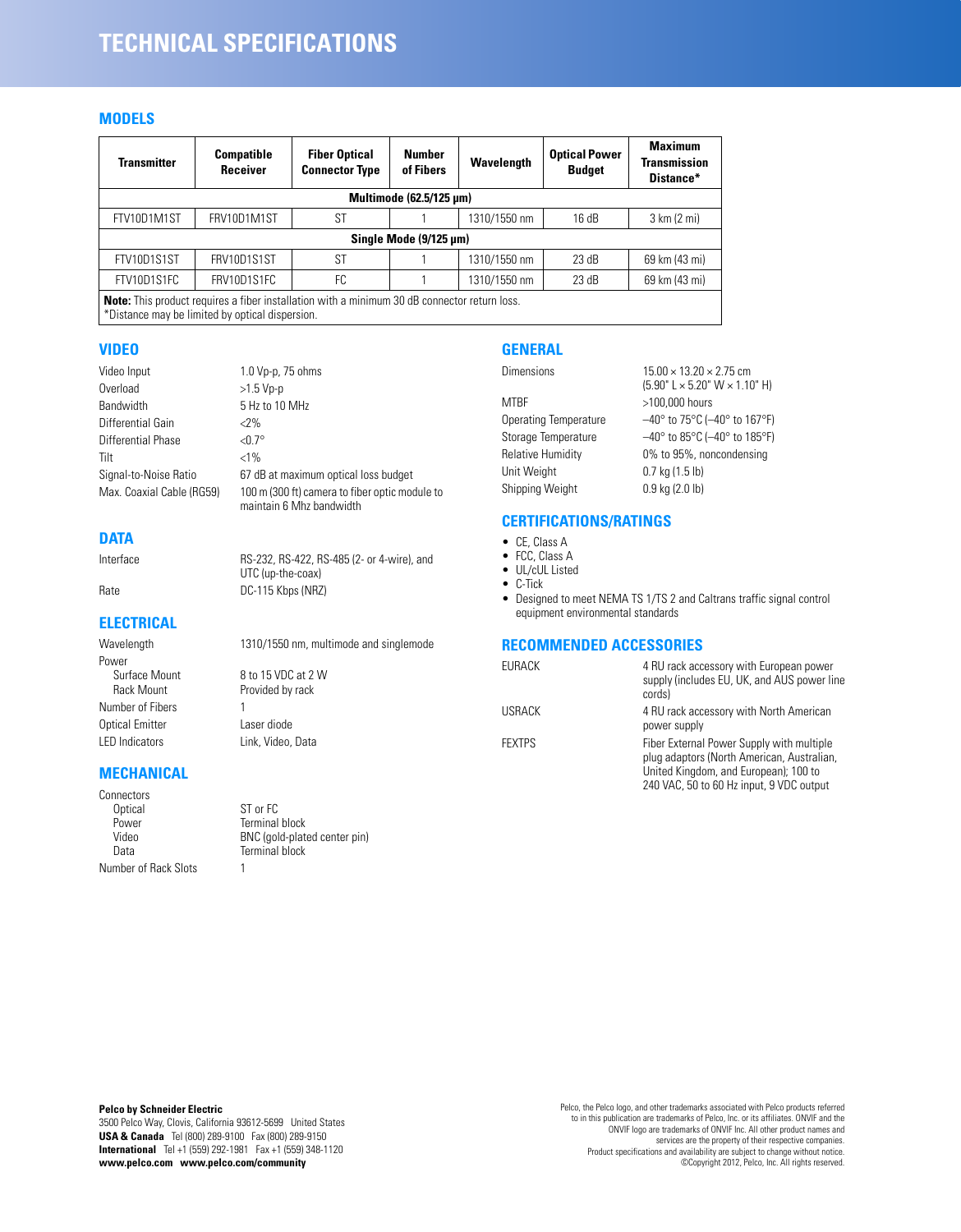# TECHNICAL SPECIFICATIONS

## MODELS

| Transmitter | Compatible Receiver | Fiber Optical Connector Type | Number of Fibers | Wavelength | Optical Power Budget | Maximum Transmission Distance* |
|---|---|---|---|---|---|---|
| **Multimode (62.5/125 µm)** | | | | | | |
| FTV10D1M1ST | FRV10D1M1ST | ST | 1 | 1310/1550 nm | 16 dB | 3 km (2 mi) |
| **Single Mode (9/125 µm)** | | | | | | |
| FTV10D1S1ST | FRV10D1S1ST | ST | 1 | 1310/1550 nm | 23 dB | 69 km (43 mi) |
| FTV10D1S1FC | FRV10D1S1FC | FC | 1 | 1310/1550 nm | 23 dB | 69 km (43 mi) |

**Note:** This product requires a fiber installation with a minimum 30 dB connector return loss.
*Distance may be limited by optical dispersion.

## VIDEO

| | |
|---|---|
| Video Input | 1.0 Vp-p, 75 ohms |
| Overload | >1.5 Vp-p |
| Bandwidth | 5 Hz to 10 MHz |
| Differential Gain | <2% |
| Differential Phase | <0.7° |
| Tilt | <1% |
| Signal-to-Noise Ratio | 67 dB at maximum optical loss budget |
| Max. Coaxial Cable (RG59) | 100 m (300 ft) camera to fiber optic module to maintain 6 Mhz bandwidth |

## DATA

| | |
|---|---|
| Interface | RS-232, RS-422, RS-485 (2- or 4-wire), and UTC (up-the-coax) |
| Rate | DC-115 Kbps (NRZ) |

## ELECTRICAL

| | |
|---|---|
| Wavelength | 1310/1550 nm, multimode and singlemode |
| Power | |
| Surface Mount | 8 to 15 VDC at 2 W |
| Rack Mount | Provided by rack |
| Number of Fibers | 1 |
| Optical Emitter | Laser diode |
| LED Indicators | Link, Video, Data |

## MECHANICAL

| | |
|---|---|
| Connectors | |
| Optical | ST or FC |
| Power | Terminal block |
| Video | BNC (gold-plated center pin) |
| Data | Terminal block |
| Number of Rack Slots | 1 |

## GENERAL

| | |
|---|---|
| Dimensions | 15.00 × 13.20 × 2.75 cm (5.90" L × 5.20" W × 1.10" H) |
| MTBF | >100,000 hours |
| Operating Temperature | –40° to 75°C (–40° to 167°F) |
| Storage Temperature | –40° to 85°C (–40° to 185°F) |
| Relative Humidity | 0% to 95%, noncondensing |
| Unit Weight | 0.7 kg (1.5 lb) |
| Shipping Weight | 0.9 kg (2.0 lb) |

## CERTIFICATIONS/RATINGS

- CE, Class A
- FCC, Class A
- UL/cUL Listed
- C-Tick
- Designed to meet NEMA TS 1/TS 2 and Caltrans traffic signal control equipment environmental standards

## RECOMMENDED ACCESSORIES

| | |
|---|---|
| EURACK | 4 RU rack accessory with European power supply (includes EU, UK, and AUS power line cords) |
| USRACK | 4 RU rack accessory with North American power supply |
| FEXTPS | Fiber External Power Supply with multiple plug adaptors (North American, Australian, United Kingdom, and European); 100 to 240 VAC, 50 to 60 Hz input, 9 VDC output |

**Pelco by Schneider Electric**
3500 Pelco Way, Clovis, California 93612-5699 United States
**USA & Canada** Tel (800) 289-9100 Fax (800) 289-9150
**International** Tel +1 (559) 292-1981 Fax +1 (559) 348-1120
**www.pelco.com www.pelco.com/community**

Pelco, the Pelco logo, and other trademarks associated with Pelco products referred to in this publication are trademarks of Pelco, Inc. or its affiliates. ONVIF and the ONVIF logo are trademarks of ONVIF Inc. All other product names and services are the property of their respective companies.
Product specifications and availability are subject to change without notice.
©Copyright 2012, Pelco, Inc. All rights reserved.